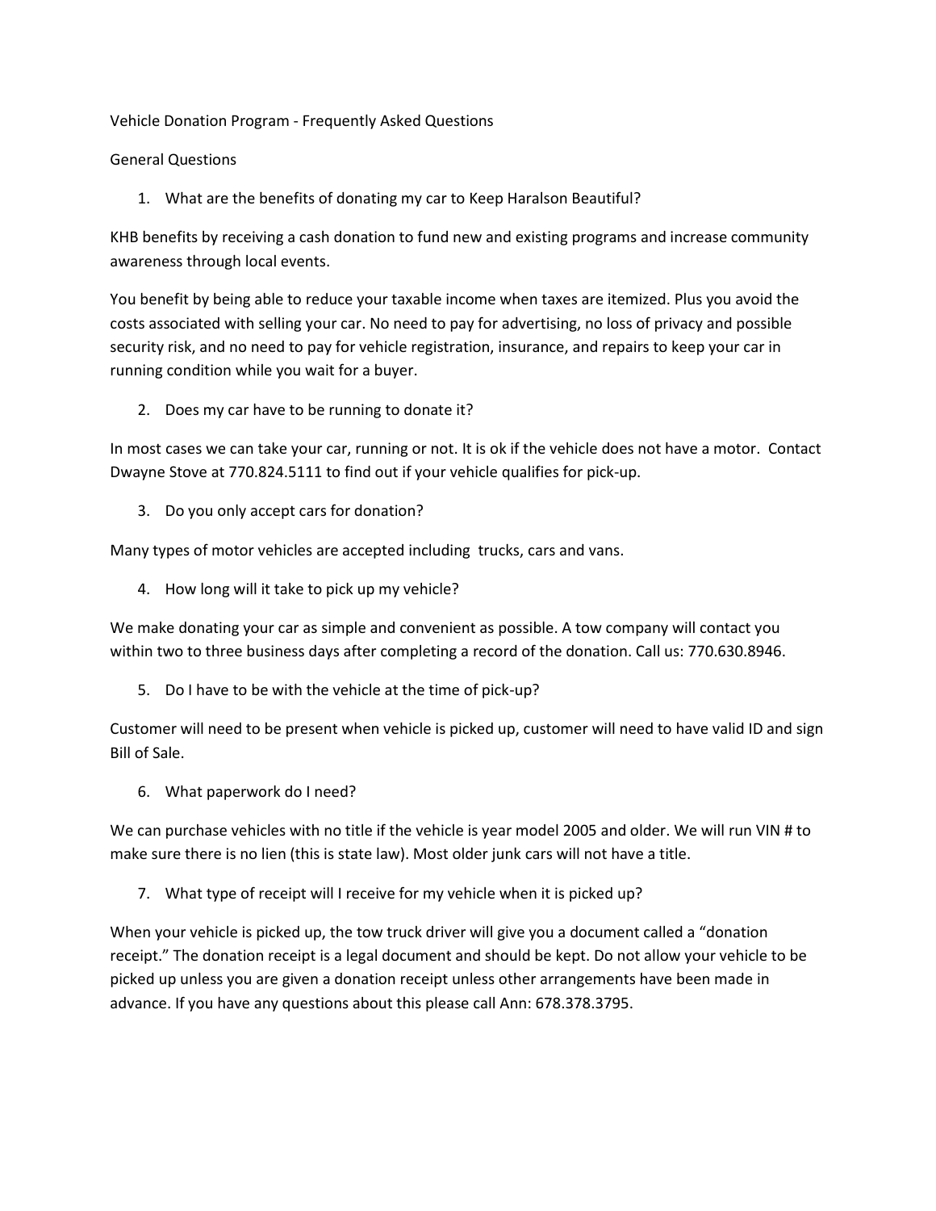# Vehicle Donation Program - Frequently Asked Questions

## General Questions

1. What are the benefits of donating my car to Keep Haralson Beautiful?

KHB benefits by receiving a cash donation to fund new and existing programs and increase community awareness through local events.

You benefit by being able to reduce your taxable income when taxes are itemized. Plus you avoid the costs associated with selling your car. No need to pay for advertising, no loss of privacy and possible security risk, and no need to pay for vehicle registration, insurance, and repairs to keep your car in running condition while you wait for a buyer.

2. Does my car have to be running to donate it?

In most cases we can take your car, running or not. It is ok if the vehicle does not have a motor. Contact Dwayne Stove at 770.824.5111 to find out if your vehicle qualifies for pick-up.

3. Do you only accept cars for donation?

Many types of motor vehicles are accepted including trucks, cars and vans.

4. How long will it take to pick up my vehicle?

We make donating your car as simple and convenient as possible. A tow company will contact you within two to three business days after completing a record of the donation. Call us: 770.630.8946.

5. Do I have to be with the vehicle at the time of pick-up?

Customer will need to be present when vehicle is picked up, customer will need to have valid ID and sign Bill of Sale.

6. What paperwork do I need?

We can purchase vehicles with no title if the vehicle is year model 2005 and older. We will run VIN # to make sure there is no lien (this is state law). Most older junk cars will not have a title.

7. What type of receipt will I receive for my vehicle when it is picked up?

When your vehicle is picked up, the tow truck driver will give you a document called a "donation receipt." The donation receipt is a legal document and should be kept. Do not allow your vehicle to be picked up unless you are given a donation receipt unless other arrangements have been made in advance. If you have any questions about this please call Ann: 678.378.3795.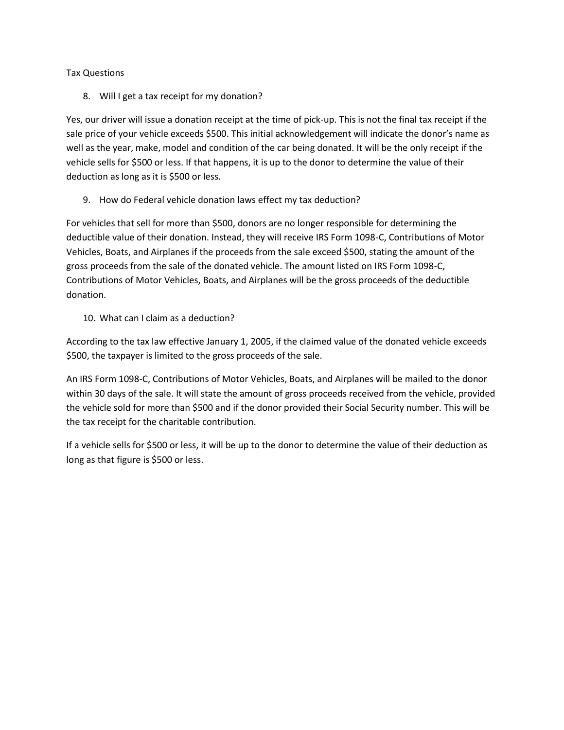Tax Questions

8. Will I get a tax receipt for my donation?

Yes, our driver will issue a donation receipt at the time of pick-up. This is not the final tax receipt if the sale price of your vehicle exceeds $500. This initial acknowledgement will indicate the donor's name as well as the year, make, model and condition of the car being donated. It will be the only receipt if the vehicle sells for $500 or less. If that happens, it is up to the donor to determine the value of their deduction as long as it is $500 or less.

9. How do Federal vehicle donation laws effect my tax deduction?

For vehicles that sell for more than $500, donors are no longer responsible for determining the deductible value of their donation. Instead, they will receive IRS Form 1098-C, Contributions of Motor Vehicles, Boats, and Airplanes if the proceeds from the sale exceed $500, stating the amount of the gross proceeds from the sale of the donated vehicle. The amount listed on IRS Form 1098-C, Contributions of Motor Vehicles, Boats, and Airplanes will be the gross proceeds of the deductible donation.

10. What can I claim as a deduction?

According to the tax law effective January 1, 2005, if the claimed value of the donated vehicle exceeds $500, the taxpayer is limited to the gross proceeds of the sale.

An IRS Form 1098-C, Contributions of Motor Vehicles, Boats, and Airplanes will be mailed to the donor within 30 days of the sale. It will state the amount of gross proceeds received from the vehicle, provided the vehicle sold for more than $500 and if the donor provided their Social Security number. This will be the tax receipt for the charitable contribution.

If a vehicle sells for $500 or less, it will be up to the donor to determine the value of their deduction as long as that figure is $500 or less.